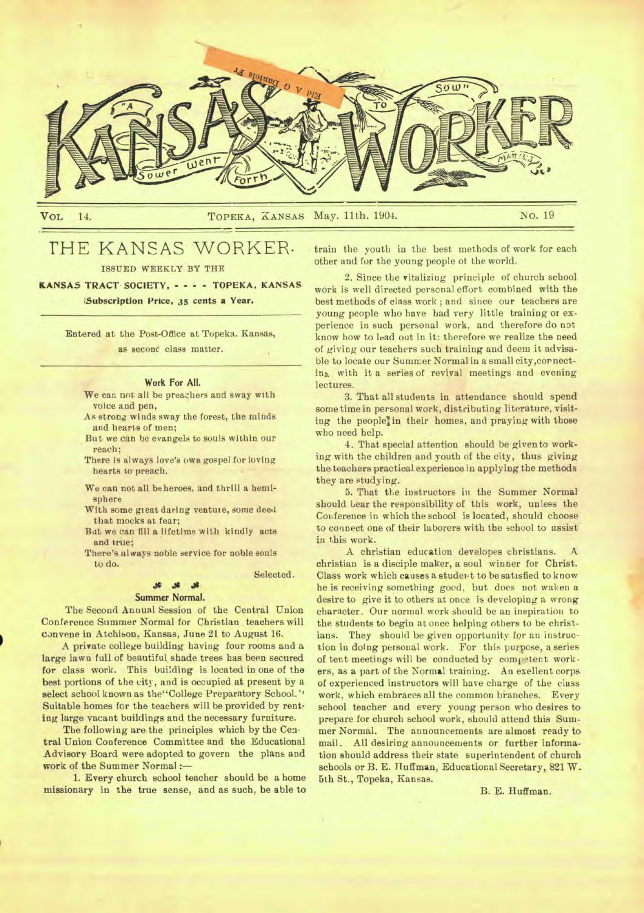# THE KANSAS WORKER.

ISSUED WEEKLY BY THE

**KANSAS TRACT SOCIETY, - - - - TOPEKA, KANSAS**

*Subscription Price, 35 cents a Year.*

Entered at the Post-Office at Topeka, Kansas, as second class matter.

### Work For All.

We can not all be preachers and sway with voice and pen,
As strong winds sway the forest, the minds and hearts of men;
But we can be evangels to souls within our reach;
There is always love's own gospel for loving hearts to preach.

We can not all be heroes, and thrill a hemisphere
With some great daring venture, some deed that mocks at fear;
But we can fill a lifetime with kindly acts and true;
There's always noble service for noble souls to do.

Selected.

### Summer Normal.

The Second Annual Session of the Central Union Conference Summer Normal for Christian teachers will convene in Atchison, Kansas, June 21 to August 16.

A private college building having four rooms and a large lawn full of beautiful shade trees has been secured for class work. This building is located in one of the best portions of the city, and is occupied at present by a select school known as the "College Preparatory School." Suitable homes for the teachers will be provided by renting large vacant buildings and the necessary furniture.

The following are the principles which by the Central Union Conference Committee and the Educational Advisory Board were adopted to govern the plans and work of the Summer Normal:—

1. Every church school teacher should be a home missionary in the true sense, and as such, be able to train the youth in the best methods of work for each other and for the young people of the world.

2. Since the vitalizing principle of church school work is well directed personal effort combined with the best methods of class work; and since our teachers are young people who have had very little training or experience in such personal work, and therefore do not know how to lead out in it: therefore we realize the need of giving our teachers such training and deem it advisable to locate our Summer Normal in a small city, connecting with it a series of revival meetings and evening lectures.

3. That all students in attendance should spend some time in personal work, distributing literature, visiting the people in their homes, and praying with those who need help.

4. That special attention should be given to working with the children and youth of the city, thus giving the teachers practical experience in applying the methods they are studying.

5. That the instructors in the Summer Normal should bear the responsibility of this work, unless the Conference in which the school is located, should choose to connect one of their laborers with the school to assist in this work.

A christian education developes christians. A christian is a disciple maker, a soul winner for Christ. Class work which causes a student to be satisfied to know he is receiving something good, but does not waken a desire to give it to others at once is developing a wrong character. Our normal work should be an inspiration to the students to begin at once helping others to be christians. They should be given opportunity for an instruction in doing personal work. For this purpose, a series of tent meetings will be conducted by competent workers, as a part of the Normal training. An exellent corps of experienced instructors will have charge of the class work, which embraces all the common branches. Every school teacher and every young person who desires to prepare for church school work, should attend this Summer Normal. The announcements are almost ready to mail. All desiring announcements or further information should address their state superintendent of church schools or B. E. Huffman, Educational Secretary, 821 W. 5th St., Topeka, Kansas.

B. E. Huffman.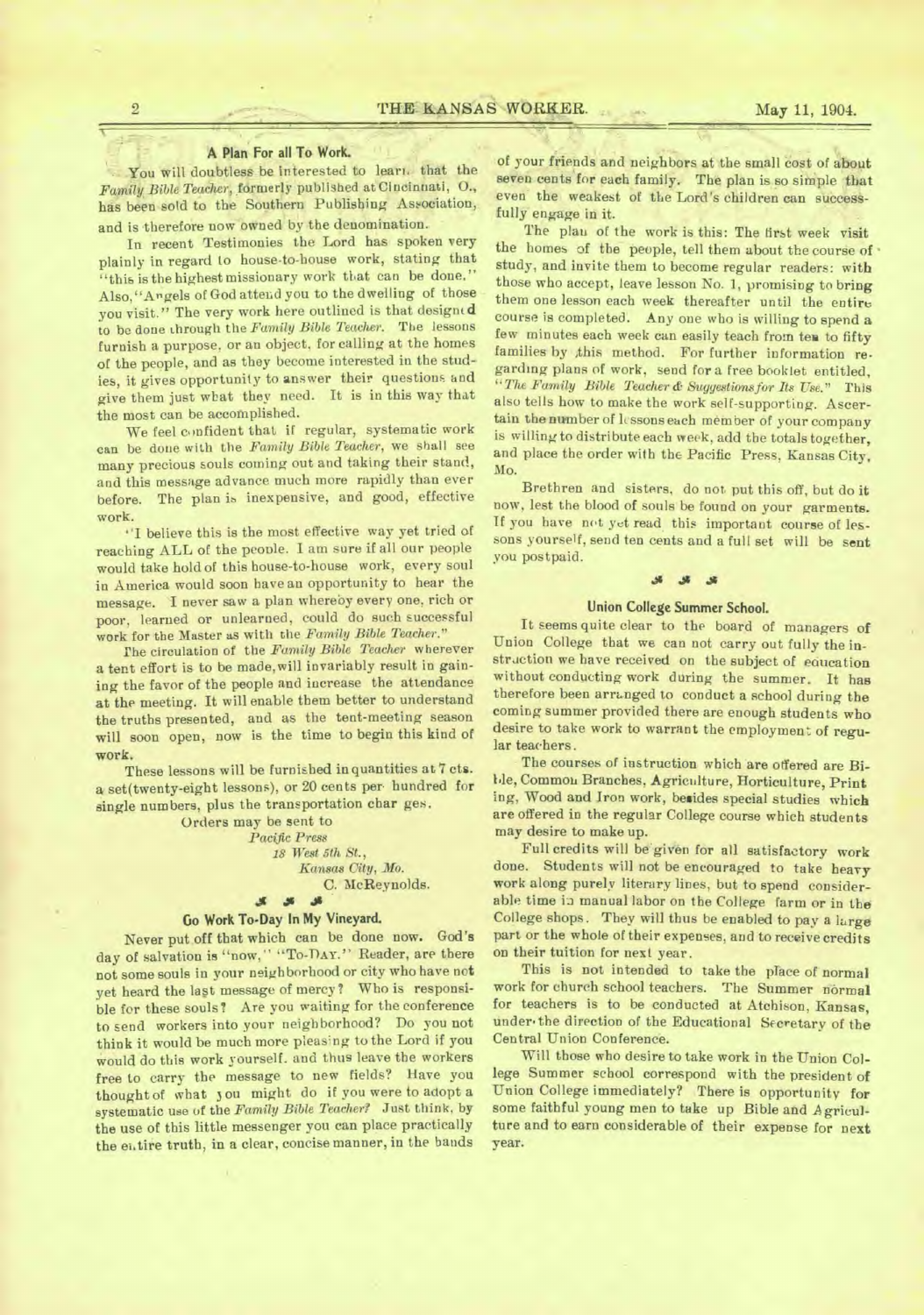### A Plan For all To Work.

You will doubtless be interested to learn that the *Family Bible Teacher*, formerly published at Cincinnati, O., has been sold to the Southern Publishing Association, and is therefore now owned by the denomination.

In recent Testimonies the Lord has spoken very plainly in regard to house-to-house work, stating that "this is the highest missionary work that can be done." Also, "Angels of God attend you to the dwelling of those you visit." The very work here outlined is that designed to be done through the *Family Bible Teacher*. The lessons furnish a purpose, or an object, for calling at the homes of the people, and as they become interested in the studies, it gives opportunity to answer their questions and give them just what they need. It is in this way that the most can be accomplished.

We feel confident that if regular, systematic work can be done with the *Family Bible Teacher*, we shall see many precious souls coming out and taking their stand, and this message advance much more rapidly than ever before. The plan is inexpensive, and good, effective work.

"I believe this is the most effective way yet tried of reaching ALL of the people. I am sure if all our people would take hold of this house-to-house work, every soul in America would soon have an opportunity to hear the message. I never saw a plan whereby every one, rich or poor, learned or unlearned, could do such successful work for the Master as with the *Family Bible Teacher*."

The circulation of the *Family Bible Teacher* wherever a tent effort is to be made, will invariably result in gaining the favor of the people and increase the attendance at the meeting. It will enable them better to understand the truths presented, and as the tent-meeting season will soon open, now is the time to begin this kind of work.

These lessons will be furnished in quantities at 7 cts. a set (twenty-eight lessons), or 20 cents per hundred for single numbers, plus the transportation charges.

Orders may be sent to

*Pacific Press*
*18 West 5th St.,*
*Kansas City, Mo.*

C. McReynolds.

### Go Work To-Day In My Vineyard.

Never put off that which can be done now. God's day of salvation is "now," "To-DAY." Reader, are there not some souls in your neighborhood or city who have not yet heard the last message of mercy? Who is responsible for these souls? Are you waiting for the conference to send workers into your neighborhood? Do you not think it would be much more pleasing to the Lord if you would do this work yourself, and thus leave the workers free to carry the message to new fields? Have you thought of what you might do if you were to adopt a systematic use of the *Family Bible Teacher?* Just think, by the use of this little messenger you can place practically the entire truth, in a clear, concise manner, in the hands of your friends and neighbors at the small cost of about seven cents for each family. The plan is so simple that even the weakest of the Lord's children can successfully engage in it.

The plan of the work is this: The first week visit the homes of the people, tell them about the course of study, and invite them to become regular readers: with those who accept, leave lesson No. 1, promising to bring them one lesson each week thereafter until the entire course is completed. Any one who is willing to spend a few minutes each week can easily teach from ten to fifty families by this method. For further information regarding plans of work, send for a free booklet entitled, "*The Family Bible Teacher & Suggestions for Its Use.*" This also tells how to make the work self-supporting. Ascertain the number of lessons each member of your company is willing to distribute each week, add the totals together, and place the order with the Pacific Press, Kansas City, Mo.

Brethren and sisters, do not put this off, but do it now, lest the blood of souls be found on your garments. If you have not yet read this important course of lessons yourself, send ten cents and a full set will be sent you postpaid.

### Union College Summer School.

It seems quite clear to the board of managers of Union College that we can not carry out fully the instruction we have received on the subject of education without conducting work during the summer. It has therefore been arranged to conduct a school during the coming summer provided there are enough students who desire to take work to warrant the employment of regular teachers.

The courses of instruction which are offered are Bible, Common Branches, Agriculture, Horticulture, Printing, Wood and Iron work, besides special studies which are offered in the regular College course which students may desire to make up.

Full credits will be given for all satisfactory work done. Students will not be encouraged to take heavy work along purely literary lines, but to spend considerable time in manual labor on the College farm or in the College shops. They will thus be enabled to pay a large part or the whole of their expenses, and to receive credits on their tuition for next year.

This is not intended to take the place of normal work for church school teachers. The Summer normal for teachers is to be conducted at Atchison, Kansas, under the direction of the Educational Secretary of the Central Union Conference.

Will those who desire to take work in the Union College Summer school correspond with the president of Union College immediately? There is opportunity for some faithful young men to take up Bible and Agriculture and to earn considerable of their expense for next year.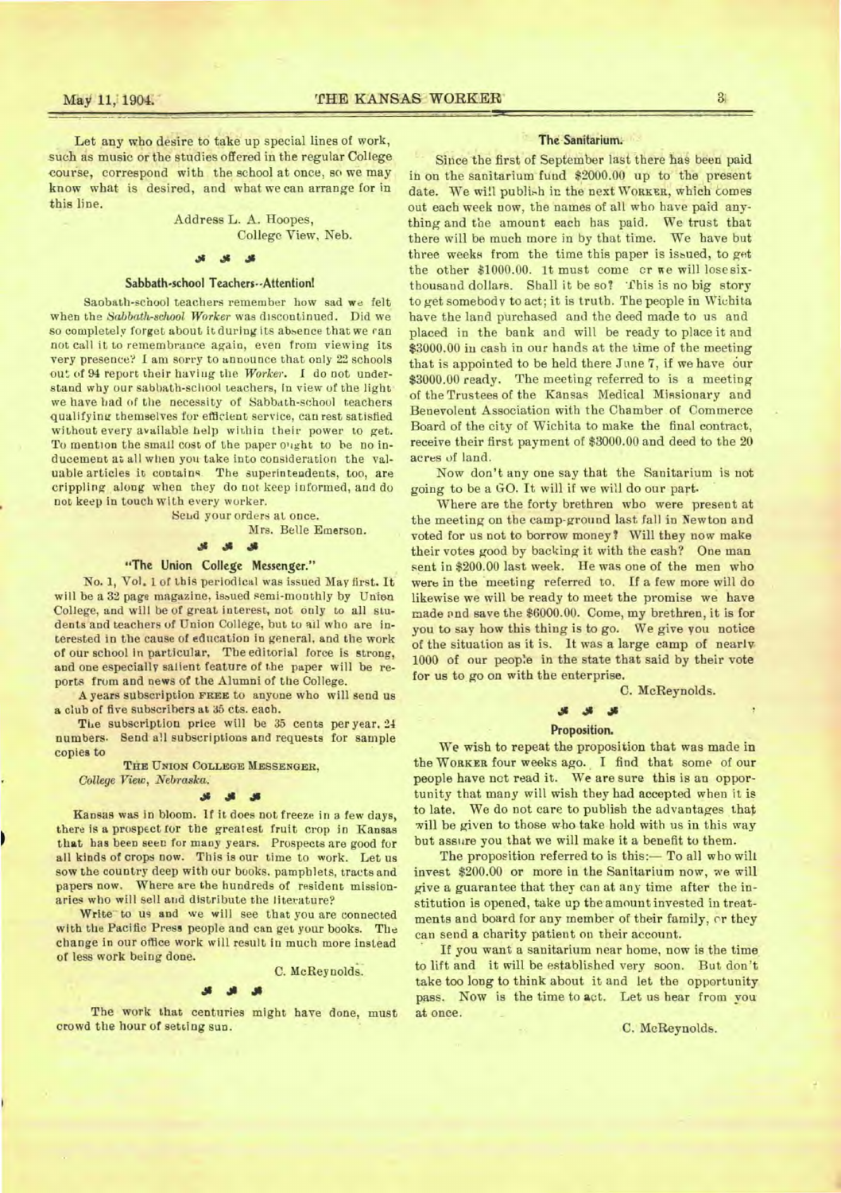Let any who desire to take up special lines of work, such as music or the studies offered in the regular College course, correspond with the school at once, so we may know what is desired, and what we can arrange for in this line.

Address L. A. Hoopes,
College View, Neb.

### Sabbath-school Teachers--Attention!

Sabbath-school teachers remember how sad we felt when the *Sabbath-school Worker* was discontinued. Did we so completely forget about it during its absence that we can not call it to remembrance again, even from viewing its very presence? I am sorry to announce that only 22 schools out of 94 report their having the *Worker*. I do not understand why our sabbath-school teachers, in view of the light we have had of the necessity of Sabbath-school teachers qualifying themselves for efficient service, can rest satisfied without every available help within their power to get. To mention the small cost of the paper ought to be no inducement at all when you take into consideration the valuable articles it contains. The superintendents, too, are crippling along when they do not keep informed, and do not keep in touch with every worker.

Send your orders at once.

Mrs. Belle Emerson.

### "The Union College Messenger."

No. 1, Vol. 1 of this periodical was issued May first. It will be a 32 page magazine, issued semi-monthly by Union College, and will be of great interest, not only to all students and teachers of Union College, but to all who are interested in the cause of education in general, and the work of our school in particular. The editorial force is strong, and one especially salient feature of the paper will be reports from and news of the Alumni of the College.

A years subscription FREE to anyone who will send us a club of five subscribers at 35 cts. each.

The subscription price will be 35 cents per year. 24 numbers. Send all subscriptions and requests for sample copies to

THE UNION COLLEGE MESSENGER,
*College View, Nebraska.*

Kansas was in bloom. If it does not freeze in a few days, there is a prospect for the greatest fruit crop in Kansas that has been seen for many years. Prospects are good for all kinds of crops now. This is our time to work. Let us sow the country deep with our books, pamphlets, tracts and papers now. Where are the hundreds of resident missionaries who will sell and distribute the literature?

Write to us and we will see that you are connected with the Pacific Press people and can get your books. The change in our office work will result in much more instead of less work being done.

C. McReynolds.

The work that centuries might have done, must crowd the hour of setting sun.

### The Sanitarium.

Since the first of September last there has been paid in on the sanitarium fund \$2000.00 up to the present date. We will publish in the next WORKER, which comes out each week now, the names of all who have paid anything and the amount each has paid. We trust that there will be much more in by that time. We have but three weeks from the time this paper is issued, to get the other \$1000.00. It must come or we will lose six-thousand dollars. Shall it be so? This is no big story to get somebody to act; it is truth. The people in Wichita have the land purchased and the deed made to us and placed in the bank and will be ready to place it and \$3000.00 in cash in our hands at the time of the meeting that is appointed to be held there June 7, if we have our \$3000.00 ready. The meeting referred to is a meeting of the Trustees of the Kansas Medical Missionary and Benevolent Association with the Chamber of Commerce Board of the city of Wichita to make the final contract, receive their first payment of \$3000.00 and deed to the 20 acres of land.

Now don't any one say that the Sanitarium is not going to be a GO. It will if we will do our part.

Where are the forty brethren who were present at the meeting on the camp-ground last fall in Newton and voted for us not to borrow money? Will they now make their votes good by backing it with the cash? One man sent in \$200.00 last week. He was one of the men who were in the meeting referred to. If a few more will do likewise we will be ready to meet the promise we have made and save the \$6000.00. Come, my brethren, it is for you to say how this thing is to go. We give you notice of the situation as it is. It was a large camp of nearly 1000 of our people in the state that said by their vote for us to go on with the enterprise.

C. McReynolds.

### Proposition.

We wish to repeat the proposition that was made in the WORKER four weeks ago. I find that some of our people have not read it. We are sure this is an opportunity that many will wish they had accepted when it is to late. We do not care to publish the advantages that will be given to those who take hold with us in this way but assure you that we will make it a benefit to them.

The proposition referred to is this:— To all who will invest \$200.00 or more in the Sanitarium now, we will give a guarantee that they can at any time after the institution is opened, take up the amount invested in treatments and board for any member of their family, or they can send a charity patient on their account.

If you want a sanitarium near home, now is the time to lift and it will be established very soon. But don't take too long to think about it and let the opportunity pass. Now is the time to act. Let us hear from you at once.

C. McReynolds.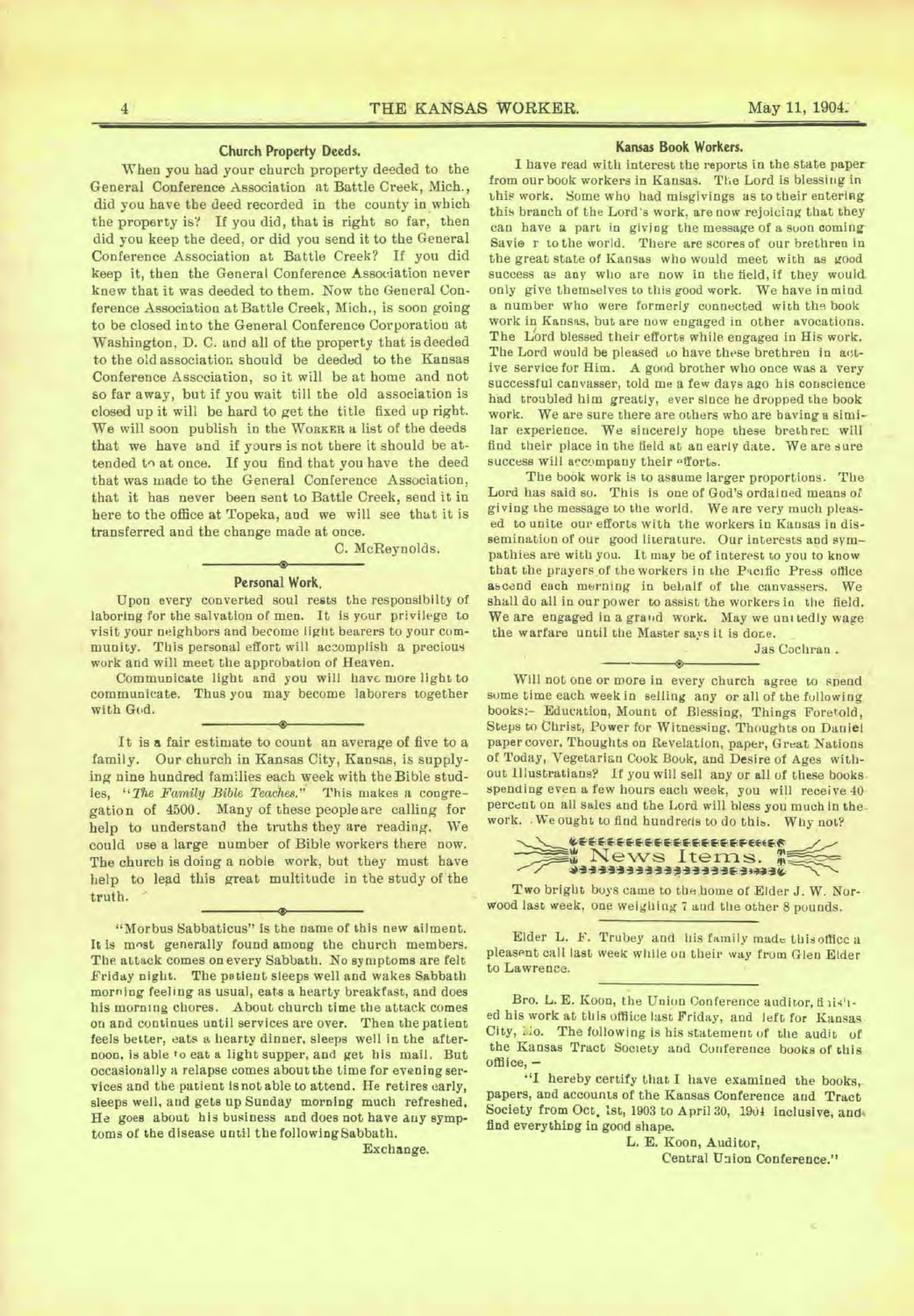## Church Property Deeds.

When you had your church property deeded to the General Conference Association at Battle Creek, Mich., did you have the deed recorded in the county in which the property is? If you did, that is right so far, then did you keep the deed, or did you send it to the General Conference Association at Battle Creek? If you did keep it, then the General Conference Association never knew that it was deeded to them. Now the General Conference Association at Battle Creek, Mich., is soon going to be closed into the General Conference Corporation at Washington, D. C. and all of the property that is deeded to the old association should be deeded to the Kansas Conference Association, so it will be at home and not so far away, but if you wait till the old association is closed up it will be hard to get the title fixed up right. We will soon publish in the WORKER a list of the deeds that we have and if yours is not there it should be attended to at once. If you find that you have the deed that was made to the General Conference Association, that it has never been sent to Battle Creek, send it in here to the office at Topeka, and we will see that it is transferred and the change made at once.

C. McReynolds.

## Personal Work.

Upon every converted soul rests the responsibilty of laboring for the salvation of men. It is your privilege to visit your neighbors and become light bearers to your community. This personal effort will accomplish a precious work and will meet the approbation of Heaven.

Communicate light and you will have more light to communicate. Thus you may become laborers together with God.

It is a fair estimate to count an average of five to a family. Our church in Kansas City, Kansas, is supplying nine hundred families each week with the Bible studies, "*The Family Bible Teaches.*" This makes a congregation of 4500. Many of these people are calling for help to understand the truths they are reading. We could use a large number of Bible workers there now. The church is doing a noble work, but they must have help to lead this great multitude in the study of the truth.

"Morbus Sabbaticus" is the name of this new ailment. It is most generally found among the church members. The attack comes on every Sabbath. No symptoms are felt Friday night. The patient sleeps well and wakes Sabbath morning feeling as usual, eats a hearty breakfast, and does his morning chores. About church time the attack comes on and continues until services are over. Then the patient feels better, eats a hearty dinner, sleeps well in the afternoon, is able to eat a light supper, and get his mail. But occasionally a relapse comes about the time for evening services and the patient is not able to attend. He retires early, sleeps well, and gets up Sunday morning much refreshed. He goes about his business and does not have any symptoms of the disease until the following Sabbath.

Exchange.

## Kansas Book Workers.

I have read with interest the reports in the state paper from our book workers in Kansas. The Lord is blessing in this work. Some who had misgivings as to their entering this branch of the Lord's work, are now rejoicing that they can have a part in giving the message of a soon coming Savior to the world. There are scores of our brethren in the great state of Kansas who would meet with as good success as any who are now in the field, if they would only give themselves to this good work. We have in mind a number who were formerly connected with the book work in Kansas, but are now engaged in other avocations. The Lord blessed their efforts while engaged in His work. The Lord would be pleased to have these brethren in active service for Him. A good brother who once was a very successful canvasser, told me a few days ago his conscience had troubled him greatly, ever since he dropped the book work. We are sure there are others who are having a similar experience. We sincerely hope these brethren will find their place in the field at an early date. We are sure success will accompany their efforts.

The book work is to assume larger proportions. The Lord has said so. This is one of God's ordained means of giving the message to the world. We are very much pleased to unite our efforts with the workers in Kansas in dissemination of our good literature. Our interests and sympathies are with you. It may be of interest to you to know that the prayers of the workers in the Pacific Press office ascend each morning in behalf of the canvassers. We shall do all in our power to assist the workers in the field. We are engaged in a grand work. May we unitedly wage the warfare until the Master says it is done.

Jas Cochran .

Will not one or more in every church agree to spend some time each week in selling any or all of the following books:- Education, Mount of Blessing, Things Foretold, Steps to Christ, Power for Witnessing, Thoughts on Daniel paper cover, Thoughts on Revelation, paper, Great Nations of Today, Vegetarian Cook Book, and Desire of Ages without Illustratians? If you will sell any or all of these books spending even a few hours each week, you will receive 40 percent on all sales and the Lord will bless you much in the work. We ought to find hundreds to do this. Why not?

## News Items.

Two bright boys came to the home of Elder J. W. Norwood last week, one weighing 7 and the other 8 pounds.

Elder L. F. Trubey and his family made this office a pleasant call last week while on their way from Glen Elder to Lawrence.

Bro. L. E. Koon, the Union Conference auditor, finished his work at this office last Friday, and left for Kansas City, Mo. The following is his statement of the audit of the Kansas Tract Society and Conference books of this office, —

"I hereby certify that I have examined the books, papers, and accounts of the Kansas Conference and Tract Society from Oct. 1st, 1903 to April 30, 1904 inclusive, and find everything in good shape.

L. E. Koon, Auditor,
Central Union Conference."